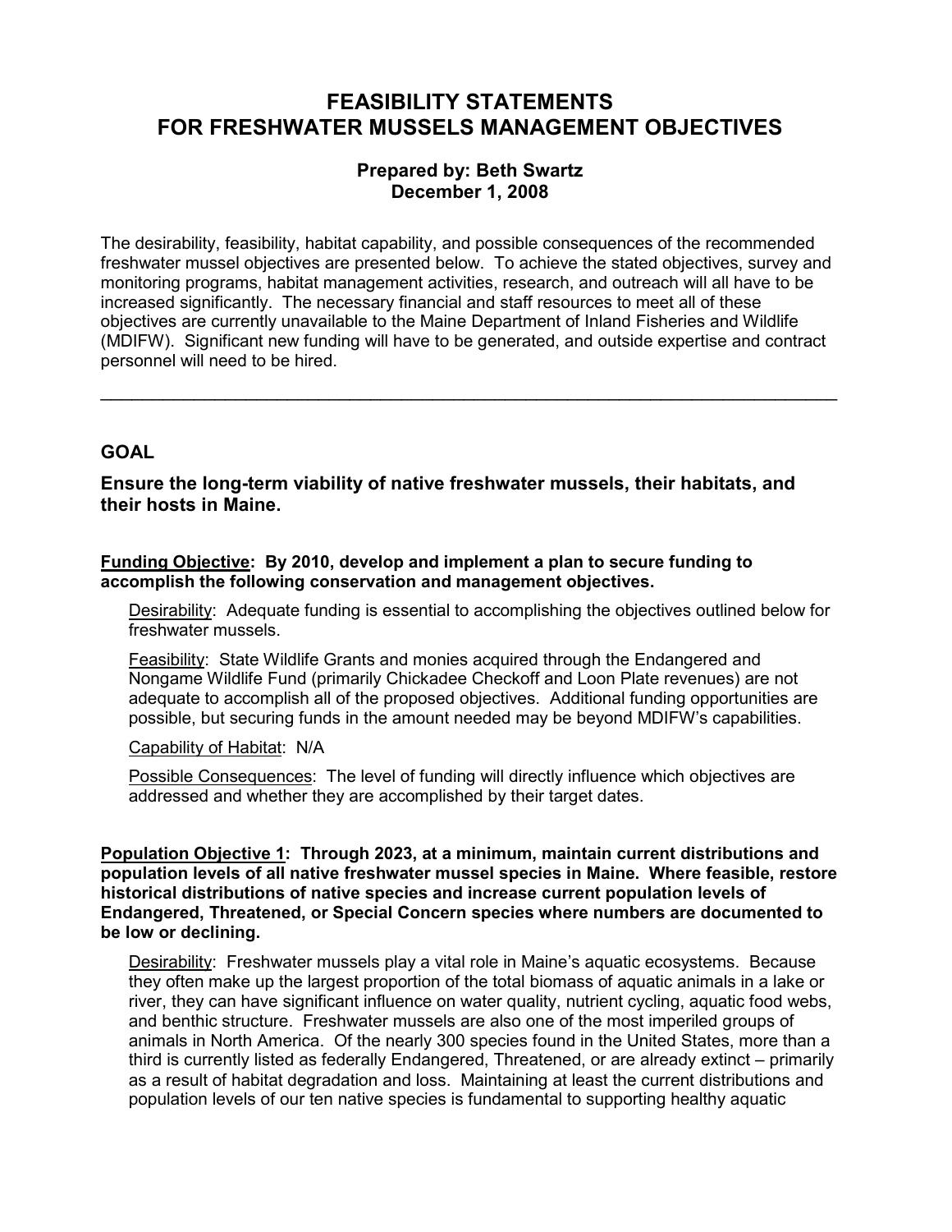# FEASIBILITY STATEMENTS
# FOR FRESHWATER MUSSELS MANAGEMENT OBJECTIVES

**Prepared by: Beth Swartz**
**December 1, 2008**

The desirability, feasibility, habitat capability, and possible consequences of the recommended freshwater mussel objectives are presented below. To achieve the stated objectives, survey and monitoring programs, habitat management activities, research, and outreach will all have to be increased significantly. The necessary financial and staff resources to meet all of these objectives are currently unavailable to the Maine Department of Inland Fisheries and Wildlife (MDIFW). Significant new funding will have to be generated, and outside expertise and contract personnel will need to be hired.

---

## GOAL

### Ensure the long-term viability of native freshwater mussels, their habitats, and their hosts in Maine.

**Funding Objective: By 2010, develop and implement a plan to secure funding to accomplish the following conservation and management objectives.**

Desirability: Adequate funding is essential to accomplishing the objectives outlined below for freshwater mussels.

Feasibility: State Wildlife Grants and monies acquired through the Endangered and Nongame Wildlife Fund (primarily Chickadee Checkoff and Loon Plate revenues) are not adequate to accomplish all of the proposed objectives. Additional funding opportunities are possible, but securing funds in the amount needed may be beyond MDIFW's capabilities.

Capability of Habitat: N/A

Possible Consequences: The level of funding will directly influence which objectives are addressed and whether they are accomplished by their target dates.

**Population Objective 1: Through 2023, at a minimum, maintain current distributions and population levels of all native freshwater mussel species in Maine. Where feasible, restore historical distributions of native species and increase current population levels of Endangered, Threatened, or Special Concern species where numbers are documented to be low or declining.**

Desirability: Freshwater mussels play a vital role in Maine's aquatic ecosystems. Because they often make up the largest proportion of the total biomass of aquatic animals in a lake or river, they can have significant influence on water quality, nutrient cycling, aquatic food webs, and benthic structure. Freshwater mussels are also one of the most imperiled groups of animals in North America. Of the nearly 300 species found in the United States, more than a third is currently listed as federally Endangered, Threatened, or are already extinct – primarily as a result of habitat degradation and loss. Maintaining at least the current distributions and population levels of our ten native species is fundamental to supporting healthy aquatic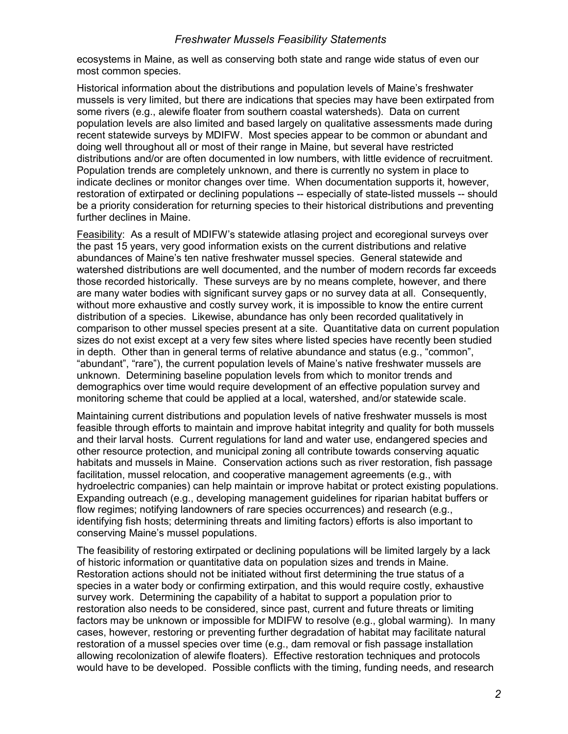ecosystems in Maine, as well as conserving both state and range wide status of even our most common species.

Historical information about the distributions and population levels of Maine's freshwater mussels is very limited, but there are indications that species may have been extirpated from some rivers (e.g., alewife floater from southern coastal watersheds). Data on current population levels are also limited and based largely on qualitative assessments made during recent statewide surveys by MDIFW. Most species appear to be common or abundant and doing well throughout all or most of their range in Maine, but several have restricted distributions and/or are often documented in low numbers, with little evidence of recruitment. Population trends are completely unknown, and there is currently no system in place to indicate declines or monitor changes over time. When documentation supports it, however, restoration of extirpated or declining populations -- especially of state-listed mussels -- should be a priority consideration for returning species to their historical distributions and preventing further declines in Maine.

Feasibility: As a result of MDIFW's statewide atlasing project and ecoregional surveys over the past 15 years, very good information exists on the current distributions and relative abundances of Maine's ten native freshwater mussel species. General statewide and watershed distributions are well documented, and the number of modern records far exceeds those recorded historically. These surveys are by no means complete, however, and there are many water bodies with significant survey gaps or no survey data at all. Consequently, without more exhaustive and costly survey work, it is impossible to know the entire current distribution of a species. Likewise, abundance has only been recorded qualitatively in comparison to other mussel species present at a site. Quantitative data on current population sizes do not exist except at a very few sites where listed species have recently been studied in depth. Other than in general terms of relative abundance and status (e.g., "common", "abundant", "rare"), the current population levels of Maine's native freshwater mussels are unknown. Determining baseline population levels from which to monitor trends and demographics over time would require development of an effective population survey and monitoring scheme that could be applied at a local, watershed, and/or statewide scale.

Maintaining current distributions and population levels of native freshwater mussels is most feasible through efforts to maintain and improve habitat integrity and quality for both mussels and their larval hosts. Current regulations for land and water use, endangered species and other resource protection, and municipal zoning all contribute towards conserving aquatic habitats and mussels in Maine. Conservation actions such as river restoration, fish passage facilitation, mussel relocation, and cooperative management agreements (e.g., with hydroelectric companies) can help maintain or improve habitat or protect existing populations. Expanding outreach (e.g., developing management guidelines for riparian habitat buffers or flow regimes; notifying landowners of rare species occurrences) and research (e.g., identifying fish hosts; determining threats and limiting factors) efforts is also important to conserving Maine's mussel populations.

The feasibility of restoring extirpated or declining populations will be limited largely by a lack of historic information or quantitative data on population sizes and trends in Maine. Restoration actions should not be initiated without first determining the true status of a species in a water body or confirming extirpation, and this would require costly, exhaustive survey work. Determining the capability of a habitat to support a population prior to restoration also needs to be considered, since past, current and future threats or limiting factors may be unknown or impossible for MDIFW to resolve (e.g., global warming). In many cases, however, restoring or preventing further degradation of habitat may facilitate natural restoration of a mussel species over time (e.g., dam removal or fish passage installation allowing recolonization of alewife floaters). Effective restoration techniques and protocols would have to be developed. Possible conflicts with the timing, funding needs, and research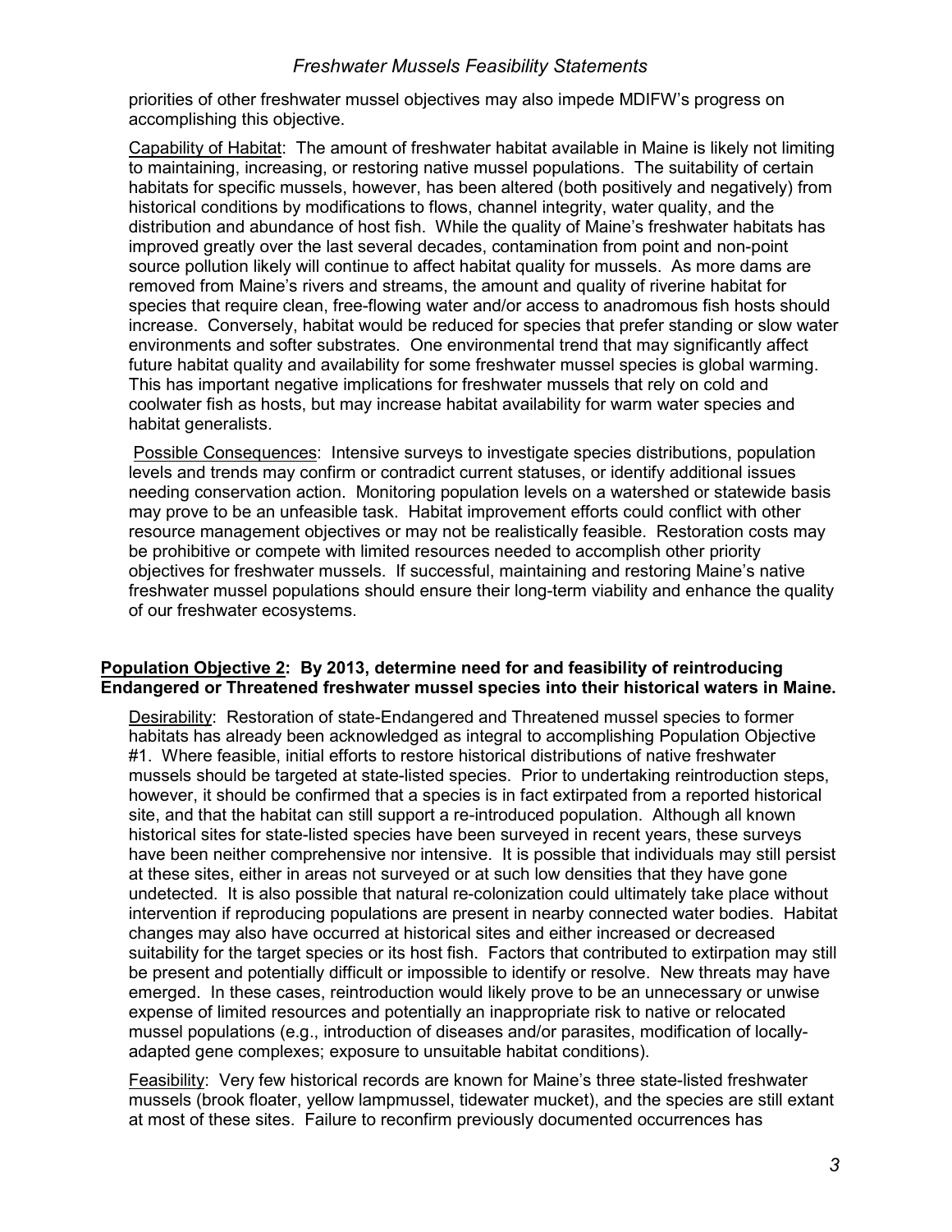priorities of other freshwater mussel objectives may also impede MDIFW's progress on accomplishing this objective.

Capability of Habitat: The amount of freshwater habitat available in Maine is likely not limiting to maintaining, increasing, or restoring native mussel populations. The suitability of certain habitats for specific mussels, however, has been altered (both positively and negatively) from historical conditions by modifications to flows, channel integrity, water quality, and the distribution and abundance of host fish. While the quality of Maine's freshwater habitats has improved greatly over the last several decades, contamination from point and non-point source pollution likely will continue to affect habitat quality for mussels. As more dams are removed from Maine's rivers and streams, the amount and quality of riverine habitat for species that require clean, free-flowing water and/or access to anadromous fish hosts should increase. Conversely, habitat would be reduced for species that prefer standing or slow water environments and softer substrates. One environmental trend that may significantly affect future habitat quality and availability for some freshwater mussel species is global warming. This has important negative implications for freshwater mussels that rely on cold and coolwater fish as hosts, but may increase habitat availability for warm water species and habitat generalists.

Possible Consequences: Intensive surveys to investigate species distributions, population levels and trends may confirm or contradict current statuses, or identify additional issues needing conservation action. Monitoring population levels on a watershed or statewide basis may prove to be an unfeasible task. Habitat improvement efforts could conflict with other resource management objectives or may not be realistically feasible. Restoration costs may be prohibitive or compete with limited resources needed to accomplish other priority objectives for freshwater mussels. If successful, maintaining and restoring Maine's native freshwater mussel populations should ensure their long-term viability and enhance the quality of our freshwater ecosystems.

**Population Objective 2: By 2013, determine need for and feasibility of reintroducing Endangered or Threatened freshwater mussel species into their historical waters in Maine.**

Desirability: Restoration of state-Endangered and Threatened mussel species to former habitats has already been acknowledged as integral to accomplishing Population Objective #1. Where feasible, initial efforts to restore historical distributions of native freshwater mussels should be targeted at state-listed species. Prior to undertaking reintroduction steps, however, it should be confirmed that a species is in fact extirpated from a reported historical site, and that the habitat can still support a re-introduced population. Although all known historical sites for state-listed species have been surveyed in recent years, these surveys have been neither comprehensive nor intensive. It is possible that individuals may still persist at these sites, either in areas not surveyed or at such low densities that they have gone undetected. It is also possible that natural re-colonization could ultimately take place without intervention if reproducing populations are present in nearby connected water bodies. Habitat changes may also have occurred at historical sites and either increased or decreased suitability for the target species or its host fish. Factors that contributed to extirpation may still be present and potentially difficult or impossible to identify or resolve. New threats may have emerged. In these cases, reintroduction would likely prove to be an unnecessary or unwise expense of limited resources and potentially an inappropriate risk to native or relocated mussel populations (e.g., introduction of diseases and/or parasites, modification of locally-adapted gene complexes; exposure to unsuitable habitat conditions).

Feasibility: Very few historical records are known for Maine's three state-listed freshwater mussels (brook floater, yellow lampmussel, tidewater mucket), and the species are still extant at most of these sites. Failure to reconfirm previously documented occurrences has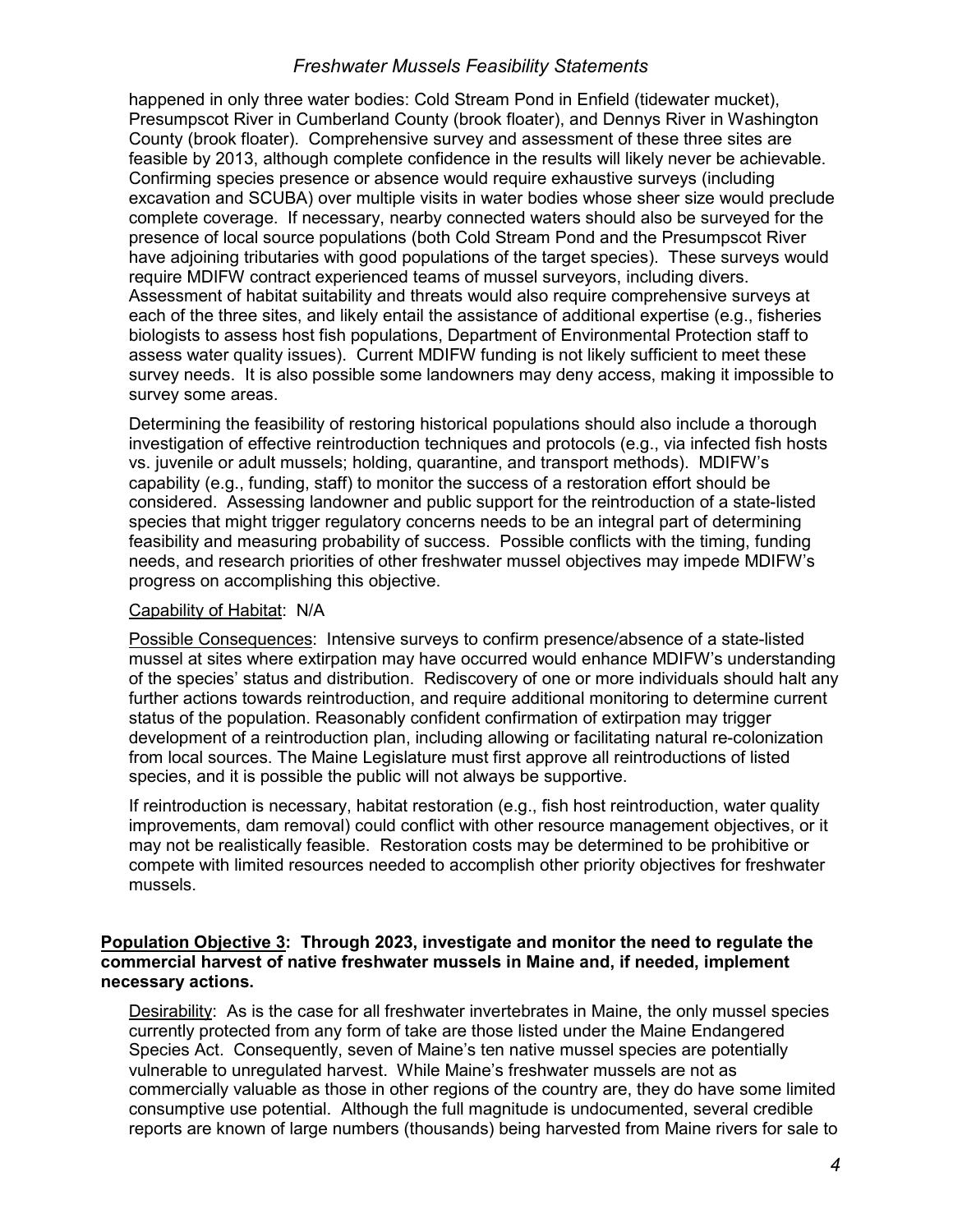happened in only three water bodies: Cold Stream Pond in Enfield (tidewater mucket), Presumpscot River in Cumberland County (brook floater), and Dennys River in Washington County (brook floater). Comprehensive survey and assessment of these three sites are feasible by 2013, although complete confidence in the results will likely never be achievable. Confirming species presence or absence would require exhaustive surveys (including excavation and SCUBA) over multiple visits in water bodies whose sheer size would preclude complete coverage. If necessary, nearby connected waters should also be surveyed for the presence of local source populations (both Cold Stream Pond and the Presumpscot River have adjoining tributaries with good populations of the target species). These surveys would require MDIFW contract experienced teams of mussel surveyors, including divers. Assessment of habitat suitability and threats would also require comprehensive surveys at each of the three sites, and likely entail the assistance of additional expertise (e.g., fisheries biologists to assess host fish populations, Department of Environmental Protection staff to assess water quality issues). Current MDIFW funding is not likely sufficient to meet these survey needs. It is also possible some landowners may deny access, making it impossible to survey some areas.

Determining the feasibility of restoring historical populations should also include a thorough investigation of effective reintroduction techniques and protocols (e.g., via infected fish hosts vs. juvenile or adult mussels; holding, quarantine, and transport methods). MDIFW's capability (e.g., funding, staff) to monitor the success of a restoration effort should be considered. Assessing landowner and public support for the reintroduction of a state-listed species that might trigger regulatory concerns needs to be an integral part of determining feasibility and measuring probability of success. Possible conflicts with the timing, funding needs, and research priorities of other freshwater mussel objectives may impede MDIFW's progress on accomplishing this objective.

Capability of Habitat: N/A

Possible Consequences: Intensive surveys to confirm presence/absence of a state-listed mussel at sites where extirpation may have occurred would enhance MDIFW's understanding of the species' status and distribution. Rediscovery of one or more individuals should halt any further actions towards reintroduction, and require additional monitoring to determine current status of the population. Reasonably confident confirmation of extirpation may trigger development of a reintroduction plan, including allowing or facilitating natural re-colonization from local sources. The Maine Legislature must first approve all reintroductions of listed species, and it is possible the public will not always be supportive.

If reintroduction is necessary, habitat restoration (e.g., fish host reintroduction, water quality improvements, dam removal) could conflict with other resource management objectives, or it may not be realistically feasible. Restoration costs may be determined to be prohibitive or compete with limited resources needed to accomplish other priority objectives for freshwater mussels.

**Population Objective 3: Through 2023, investigate and monitor the need to regulate the commercial harvest of native freshwater mussels in Maine and, if needed, implement necessary actions.**

Desirability: As is the case for all freshwater invertebrates in Maine, the only mussel species currently protected from any form of take are those listed under the Maine Endangered Species Act. Consequently, seven of Maine's ten native mussel species are potentially vulnerable to unregulated harvest. While Maine's freshwater mussels are not as commercially valuable as those in other regions of the country are, they do have some limited consumptive use potential. Although the full magnitude is undocumented, several credible reports are known of large numbers (thousands) being harvested from Maine rivers for sale to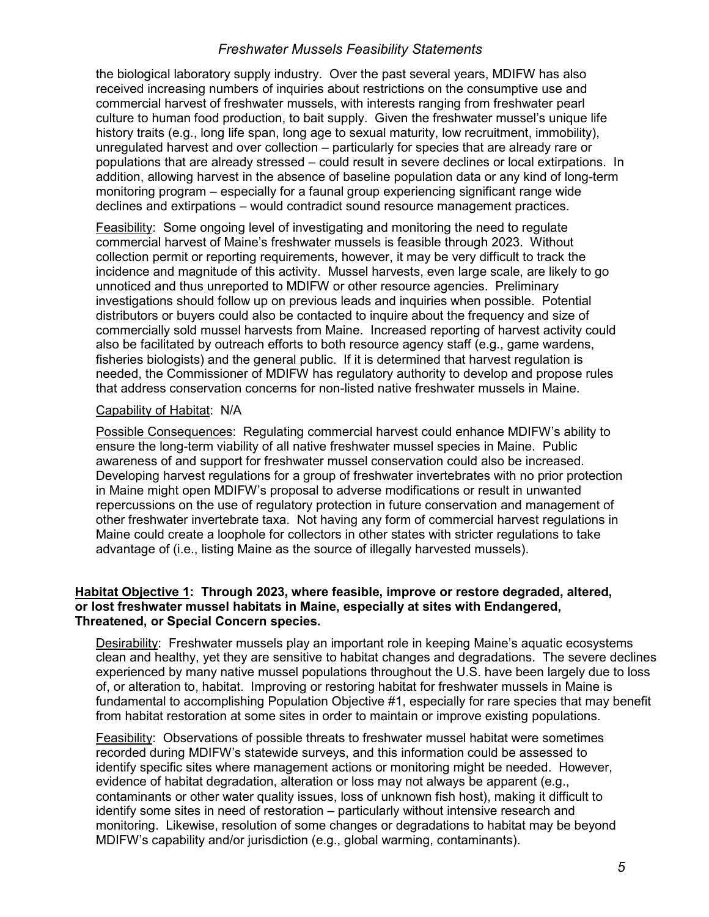the biological laboratory supply industry. Over the past several years, MDIFW has also received increasing numbers of inquiries about restrictions on the consumptive use and commercial harvest of freshwater mussels, with interests ranging from freshwater pearl culture to human food production, to bait supply. Given the freshwater mussel's unique life history traits (e.g., long life span, long age to sexual maturity, low recruitment, immobility), unregulated harvest and over collection – particularly for species that are already rare or populations that are already stressed – could result in severe declines or local extirpations. In addition, allowing harvest in the absence of baseline population data or any kind of long-term monitoring program – especially for a faunal group experiencing significant range wide declines and extirpations – would contradict sound resource management practices.

Feasibility: Some ongoing level of investigating and monitoring the need to regulate commercial harvest of Maine's freshwater mussels is feasible through 2023. Without collection permit or reporting requirements, however, it may be very difficult to track the incidence and magnitude of this activity. Mussel harvests, even large scale, are likely to go unnoticed and thus unreported to MDIFW or other resource agencies. Preliminary investigations should follow up on previous leads and inquiries when possible. Potential distributors or buyers could also be contacted to inquire about the frequency and size of commercially sold mussel harvests from Maine. Increased reporting of harvest activity could also be facilitated by outreach efforts to both resource agency staff (e.g., game wardens, fisheries biologists) and the general public. If it is determined that harvest regulation is needed, the Commissioner of MDIFW has regulatory authority to develop and propose rules that address conservation concerns for non-listed native freshwater mussels in Maine.

Capability of Habitat: N/A

Possible Consequences: Regulating commercial harvest could enhance MDIFW's ability to ensure the long-term viability of all native freshwater mussel species in Maine. Public awareness of and support for freshwater mussel conservation could also be increased. Developing harvest regulations for a group of freshwater invertebrates with no prior protection in Maine might open MDIFW's proposal to adverse modifications or result in unwanted repercussions on the use of regulatory protection in future conservation and management of other freshwater invertebrate taxa. Not having any form of commercial harvest regulations in Maine could create a loophole for collectors in other states with stricter regulations to take advantage of (i.e., listing Maine as the source of illegally harvested mussels).

**Habitat Objective 1: Through 2023, where feasible, improve or restore degraded, altered, or lost freshwater mussel habitats in Maine, especially at sites with Endangered, Threatened, or Special Concern species.**

Desirability: Freshwater mussels play an important role in keeping Maine's aquatic ecosystems clean and healthy, yet they are sensitive to habitat changes and degradations. The severe declines experienced by many native mussel populations throughout the U.S. have been largely due to loss of, or alteration to, habitat. Improving or restoring habitat for freshwater mussels in Maine is fundamental to accomplishing Population Objective #1, especially for rare species that may benefit from habitat restoration at some sites in order to maintain or improve existing populations.

Feasibility: Observations of possible threats to freshwater mussel habitat were sometimes recorded during MDIFW's statewide surveys, and this information could be assessed to identify specific sites where management actions or monitoring might be needed. However, evidence of habitat degradation, alteration or loss may not always be apparent (e.g., contaminants or other water quality issues, loss of unknown fish host), making it difficult to identify some sites in need of restoration – particularly without intensive research and monitoring. Likewise, resolution of some changes or degradations to habitat may be beyond MDIFW's capability and/or jurisdiction (e.g., global warming, contaminants).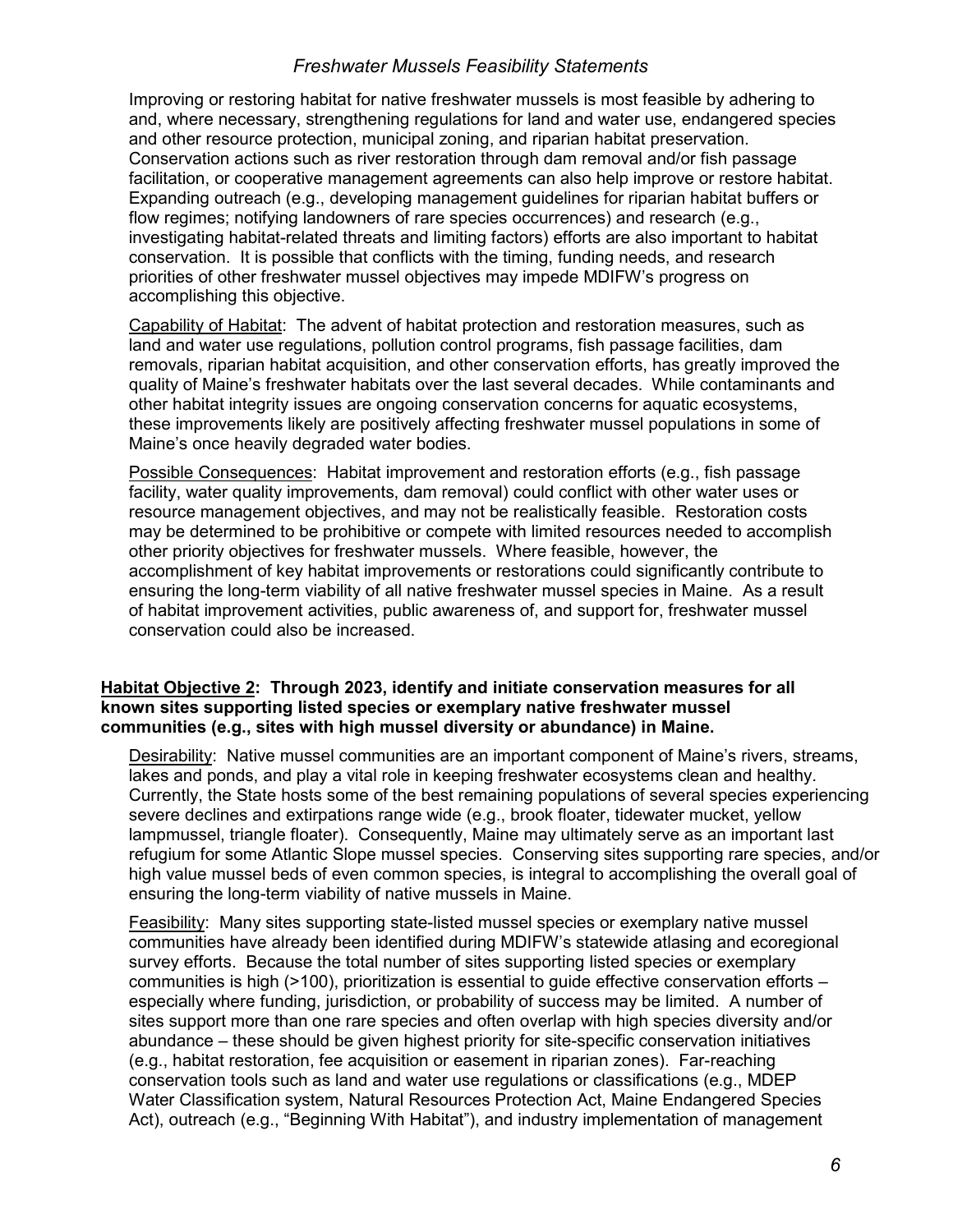Improving or restoring habitat for native freshwater mussels is most feasible by adhering to and, where necessary, strengthening regulations for land and water use, endangered species and other resource protection, municipal zoning, and riparian habitat preservation. Conservation actions such as river restoration through dam removal and/or fish passage facilitation, or cooperative management agreements can also help improve or restore habitat. Expanding outreach (e.g., developing management guidelines for riparian habitat buffers or flow regimes; notifying landowners of rare species occurrences) and research (e.g., investigating habitat-related threats and limiting factors) efforts are also important to habitat conservation. It is possible that conflicts with the timing, funding needs, and research priorities of other freshwater mussel objectives may impede MDIFW's progress on accomplishing this objective.

Capability of Habitat: The advent of habitat protection and restoration measures, such as land and water use regulations, pollution control programs, fish passage facilities, dam removals, riparian habitat acquisition, and other conservation efforts, has greatly improved the quality of Maine's freshwater habitats over the last several decades. While contaminants and other habitat integrity issues are ongoing conservation concerns for aquatic ecosystems, these improvements likely are positively affecting freshwater mussel populations in some of Maine's once heavily degraded water bodies.

Possible Consequences: Habitat improvement and restoration efforts (e.g., fish passage facility, water quality improvements, dam removal) could conflict with other water uses or resource management objectives, and may not be realistically feasible. Restoration costs may be determined to be prohibitive or compete with limited resources needed to accomplish other priority objectives for freshwater mussels. Where feasible, however, the accomplishment of key habitat improvements or restorations could significantly contribute to ensuring the long-term viability of all native freshwater mussel species in Maine. As a result of habitat improvement activities, public awareness of, and support for, freshwater mussel conservation could also be increased.

**Habitat Objective 2: Through 2023, identify and initiate conservation measures for all known sites supporting listed species or exemplary native freshwater mussel communities (e.g., sites with high mussel diversity or abundance) in Maine.**

Desirability: Native mussel communities are an important component of Maine's rivers, streams, lakes and ponds, and play a vital role in keeping freshwater ecosystems clean and healthy. Currently, the State hosts some of the best remaining populations of several species experiencing severe declines and extirpations range wide (e.g., brook floater, tidewater mucket, yellow lampmussel, triangle floater). Consequently, Maine may ultimately serve as an important last refugium for some Atlantic Slope mussel species. Conserving sites supporting rare species, and/or high value mussel beds of even common species, is integral to accomplishing the overall goal of ensuring the long-term viability of native mussels in Maine.

Feasibility: Many sites supporting state-listed mussel species or exemplary native mussel communities have already been identified during MDIFW's statewide atlasing and ecoregional survey efforts. Because the total number of sites supporting listed species or exemplary communities is high (>100), prioritization is essential to guide effective conservation efforts – especially where funding, jurisdiction, or probability of success may be limited. A number of sites support more than one rare species and often overlap with high species diversity and/or abundance – these should be given highest priority for site-specific conservation initiatives (e.g., habitat restoration, fee acquisition or easement in riparian zones). Far-reaching conservation tools such as land and water use regulations or classifications (e.g., MDEP Water Classification system, Natural Resources Protection Act, Maine Endangered Species Act), outreach (e.g., "Beginning With Habitat"), and industry implementation of management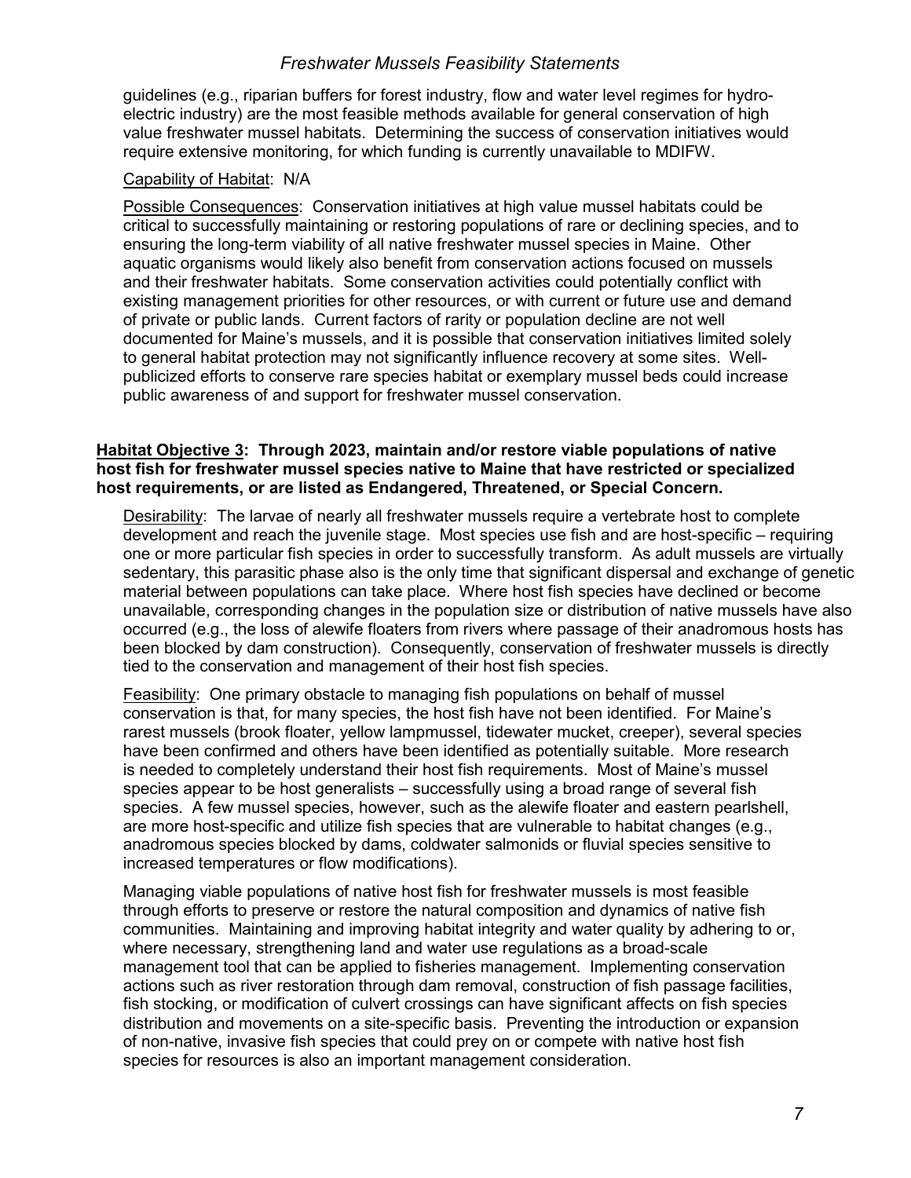guidelines (e.g., riparian buffers for forest industry, flow and water level regimes for hydro-electric industry) are the most feasible methods available for general conservation of high value freshwater mussel habitats. Determining the success of conservation initiatives would require extensive monitoring, for which funding is currently unavailable to MDIFW.

Capability of Habitat: N/A

Possible Consequences: Conservation initiatives at high value mussel habitats could be critical to successfully maintaining or restoring populations of rare or declining species, and to ensuring the long-term viability of all native freshwater mussel species in Maine. Other aquatic organisms would likely also benefit from conservation actions focused on mussels and their freshwater habitats. Some conservation activities could potentially conflict with existing management priorities for other resources, or with current or future use and demand of private or public lands. Current factors of rarity or population decline are not well documented for Maine's mussels, and it is possible that conservation initiatives limited solely to general habitat protection may not significantly influence recovery at some sites. Well-publicized efforts to conserve rare species habitat or exemplary mussel beds could increase public awareness of and support for freshwater mussel conservation.

**Habitat Objective 3: Through 2023, maintain and/or restore viable populations of native host fish for freshwater mussel species native to Maine that have restricted or specialized host requirements, or are listed as Endangered, Threatened, or Special Concern.**

Desirability: The larvae of nearly all freshwater mussels require a vertebrate host to complete development and reach the juvenile stage. Most species use fish and are host-specific – requiring one or more particular fish species in order to successfully transform. As adult mussels are virtually sedentary, this parasitic phase also is the only time that significant dispersal and exchange of genetic material between populations can take place. Where host fish species have declined or become unavailable, corresponding changes in the population size or distribution of native mussels have also occurred (e.g., the loss of alewife floaters from rivers where passage of their anadromous hosts has been blocked by dam construction). Consequently, conservation of freshwater mussels is directly tied to the conservation and management of their host fish species.

Feasibility: One primary obstacle to managing fish populations on behalf of mussel conservation is that, for many species, the host fish have not been identified. For Maine's rarest mussels (brook floater, yellow lampmussel, tidewater mucket, creeper), several species have been confirmed and others have been identified as potentially suitable. More research is needed to completely understand their host fish requirements. Most of Maine's mussel species appear to be host generalists – successfully using a broad range of several fish species. A few mussel species, however, such as the alewife floater and eastern pearlshell, are more host-specific and utilize fish species that are vulnerable to habitat changes (e.g., anadromous species blocked by dams, coldwater salmonids or fluvial species sensitive to increased temperatures or flow modifications).

Managing viable populations of native host fish for freshwater mussels is most feasible through efforts to preserve or restore the natural composition and dynamics of native fish communities. Maintaining and improving habitat integrity and water quality by adhering to or, where necessary, strengthening land and water use regulations as a broad-scale management tool that can be applied to fisheries management. Implementing conservation actions such as river restoration through dam removal, construction of fish passage facilities, fish stocking, or modification of culvert crossings can have significant affects on fish species distribution and movements on a site-specific basis. Preventing the introduction or expansion of non-native, invasive fish species that could prey on or compete with native host fish species for resources is also an important management consideration.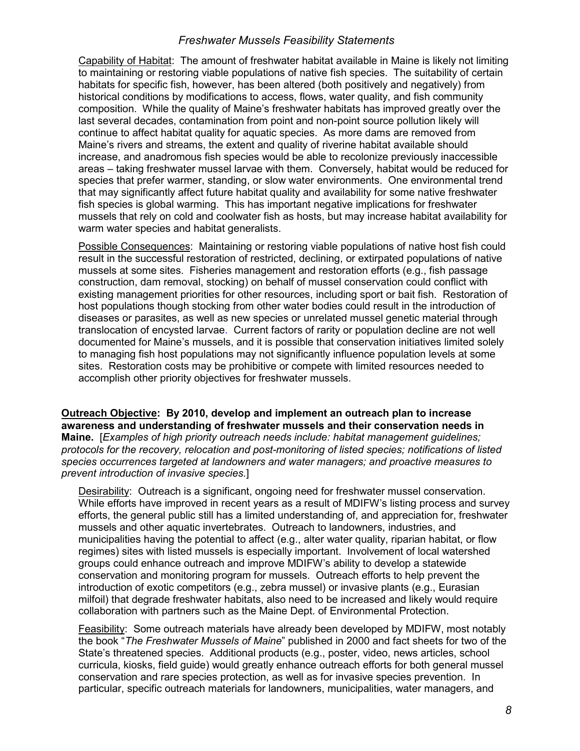<u>Capability of Habitat</u>: The amount of freshwater habitat available in Maine is likely not limiting to maintaining or restoring viable populations of native fish species. The suitability of certain habitats for specific fish, however, has been altered (both positively and negatively) from historical conditions by modifications to access, flows, water quality, and fish community composition. While the quality of Maine's freshwater habitats has improved greatly over the last several decades, contamination from point and non-point source pollution likely will continue to affect habitat quality for aquatic species. As more dams are removed from Maine's rivers and streams, the extent and quality of riverine habitat available should increase, and anadromous fish species would be able to recolonize previously inaccessible areas – taking freshwater mussel larvae with them. Conversely, habitat would be reduced for species that prefer warmer, standing, or slow water environments. One environmental trend that may significantly affect future habitat quality and availability for some native freshwater fish species is global warming. This has important negative implications for freshwater mussels that rely on cold and coolwater fish as hosts, but may increase habitat availability for warm water species and habitat generalists.

<u>Possible Consequences</u>: Maintaining or restoring viable populations of native host fish could result in the successful restoration of restricted, declining, or extirpated populations of native mussels at some sites. Fisheries management and restoration efforts (e.g., fish passage construction, dam removal, stocking) on behalf of mussel conservation could conflict with existing management priorities for other resources, including sport or bait fish. Restoration of host populations though stocking from other water bodies could result in the introduction of diseases or parasites, as well as new species or unrelated mussel genetic material through translocation of encysted larvae. Current factors of rarity or population decline are not well documented for Maine's mussels, and it is possible that conservation initiatives limited solely to managing fish host populations may not significantly influence population levels at some sites. Restoration costs may be prohibitive or compete with limited resources needed to accomplish other priority objectives for freshwater mussels.

**<u>Outreach Objective</u>: By 2010, develop and implement an outreach plan to increase awareness and understanding of freshwater mussels and their conservation needs in Maine.** [*Examples of high priority outreach needs include: habitat management guidelines; protocols for the recovery, relocation and post-monitoring of listed species; notifications of listed species occurrences targeted at landowners and water managers; and proactive measures to prevent introduction of invasive species.*]

<u>Desirability</u>: Outreach is a significant, ongoing need for freshwater mussel conservation. While efforts have improved in recent years as a result of MDIFW's listing process and survey efforts, the general public still has a limited understanding of, and appreciation for, freshwater mussels and other aquatic invertebrates. Outreach to landowners, industries, and municipalities having the potential to affect (e.g., alter water quality, riparian habitat, or flow regimes) sites with listed mussels is especially important. Involvement of local watershed groups could enhance outreach and improve MDIFW's ability to develop a statewide conservation and monitoring program for mussels. Outreach efforts to help prevent the introduction of exotic competitors (e.g., zebra mussel) or invasive plants (e.g., Eurasian milfoil) that degrade freshwater habitats, also need to be increased and likely would require collaboration with partners such as the Maine Dept. of Environmental Protection.

<u>Feasibility</u>: Some outreach materials have already been developed by MDIFW, most notably the book "*The Freshwater Mussels of Maine*" published in 2000 and fact sheets for two of the State's threatened species. Additional products (e.g., poster, video, news articles, school curricula, kiosks, field guide) would greatly enhance outreach efforts for both general mussel conservation and rare species protection, as well as for invasive species prevention. In particular, specific outreach materials for landowners, municipalities, water managers, and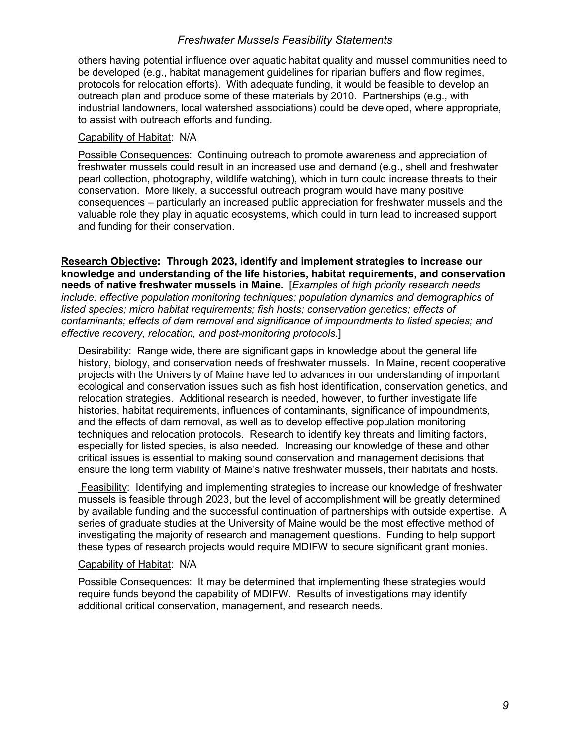others having potential influence over aquatic habitat quality and mussel communities need to be developed (e.g., habitat management guidelines for riparian buffers and flow regimes, protocols for relocation efforts). With adequate funding, it would be feasible to develop an outreach plan and produce some of these materials by 2010. Partnerships (e.g., with industrial landowners, local watershed associations) could be developed, where appropriate, to assist with outreach efforts and funding.

Capability of Habitat: N/A

Possible Consequences: Continuing outreach to promote awareness and appreciation of freshwater mussels could result in an increased use and demand (e.g., shell and freshwater pearl collection, photography, wildlife watching), which in turn could increase threats to their conservation. More likely, a successful outreach program would have many positive consequences – particularly an increased public appreciation for freshwater mussels and the valuable role they play in aquatic ecosystems, which could in turn lead to increased support and funding for their conservation.

**Research Objective: Through 2023, identify and implement strategies to increase our knowledge and understanding of the life histories, habitat requirements, and conservation needs of native freshwater mussels in Maine.** [*Examples of high priority research needs include: effective population monitoring techniques; population dynamics and demographics of listed species; micro habitat requirements; fish hosts; conservation genetics; effects of contaminants; effects of dam removal and significance of impoundments to listed species; and effective recovery, relocation, and post-monitoring protocols.*]

Desirability: Range wide, there are significant gaps in knowledge about the general life history, biology, and conservation needs of freshwater mussels. In Maine, recent cooperative projects with the University of Maine have led to advances in our understanding of important ecological and conservation issues such as fish host identification, conservation genetics, and relocation strategies. Additional research is needed, however, to further investigate life histories, habitat requirements, influences of contaminants, significance of impoundments, and the effects of dam removal, as well as to develop effective population monitoring techniques and relocation protocols. Research to identify key threats and limiting factors, especially for listed species, is also needed. Increasing our knowledge of these and other critical issues is essential to making sound conservation and management decisions that ensure the long term viability of Maine's native freshwater mussels, their habitats and hosts.

Feasibility: Identifying and implementing strategies to increase our knowledge of freshwater mussels is feasible through 2023, but the level of accomplishment will be greatly determined by available funding and the successful continuation of partnerships with outside expertise. A series of graduate studies at the University of Maine would be the most effective method of investigating the majority of research and management questions. Funding to help support these types of research projects would require MDIFW to secure significant grant monies.

Capability of Habitat: N/A

Possible Consequences: It may be determined that implementing these strategies would require funds beyond the capability of MDIFW. Results of investigations may identify additional critical conservation, management, and research needs.